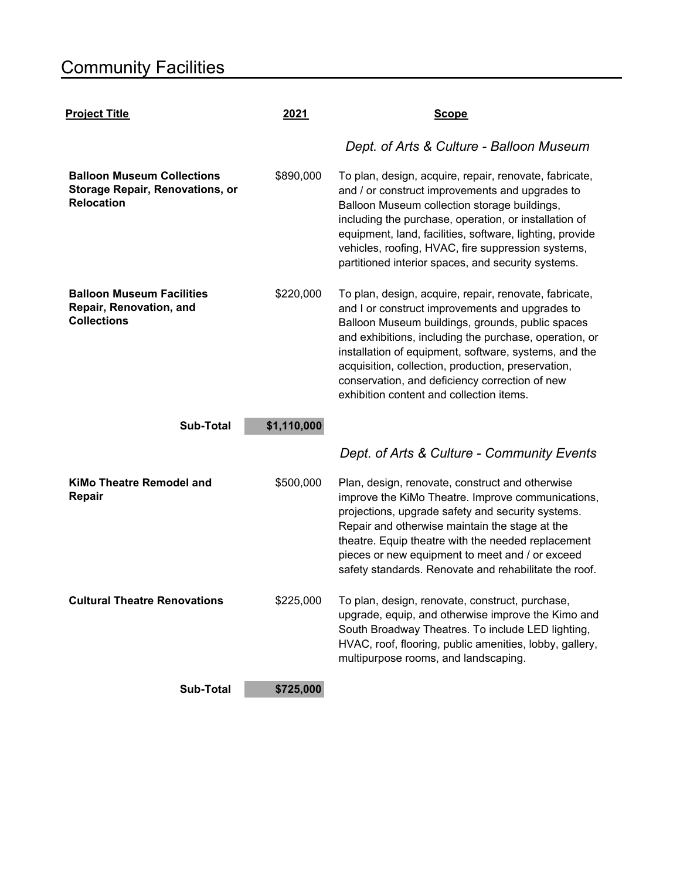# Community Facilities

| Project Title | 2021 | Scope |
|---|---|---|
| | | *Dept. of Arts & Culture - Balloon Museum* |
| **Balloon Museum Collections Storage Repair, Renovations, or Relocation** | $890,000 | To plan, design, acquire, repair, renovate, fabricate, and / or construct improvements and upgrades to Balloon Museum collection storage buildings, including the purchase, operation, or installation of equipment, land, facilities, software, lighting, provide vehicles, roofing, HVAC, fire suppression systems, partitioned interior spaces, and security systems. |
| **Balloon Museum Facilities Repair, Renovation, and Collections** | $220,000 | To plan, design, acquire, repair, renovate, fabricate, and I or construct improvements and upgrades to Balloon Museum buildings, grounds, public spaces and exhibitions, including the purchase, operation, or installation of equipment, software, systems, and the acquisition, collection, production, preservation, conservation, and deficiency correction of new exhibition content and collection items. |
| **Sub-Total** | **$1,110,000** | |
| | | *Dept. of Arts & Culture - Community Events* |
| **KiMo Theatre Remodel and Repair** | $500,000 | Plan, design, renovate, construct and otherwise improve the KiMo Theatre. Improve communications, projections, upgrade safety and security systems. Repair and otherwise maintain the stage at the theatre. Equip theatre with the needed replacement pieces or new equipment to meet and / or exceed safety standards. Renovate and rehabilitate the roof. |
| **Cultural Theatre Renovations** | $225,000 | To plan, design, renovate, construct, purchase, upgrade, equip, and otherwise improve the Kimo and South Broadway Theatres. To include LED lighting, HVAC, roof, flooring, public amenities, lobby, gallery, multipurpose rooms, and landscaping. |
| **Sub-Total** | **$725,000** | |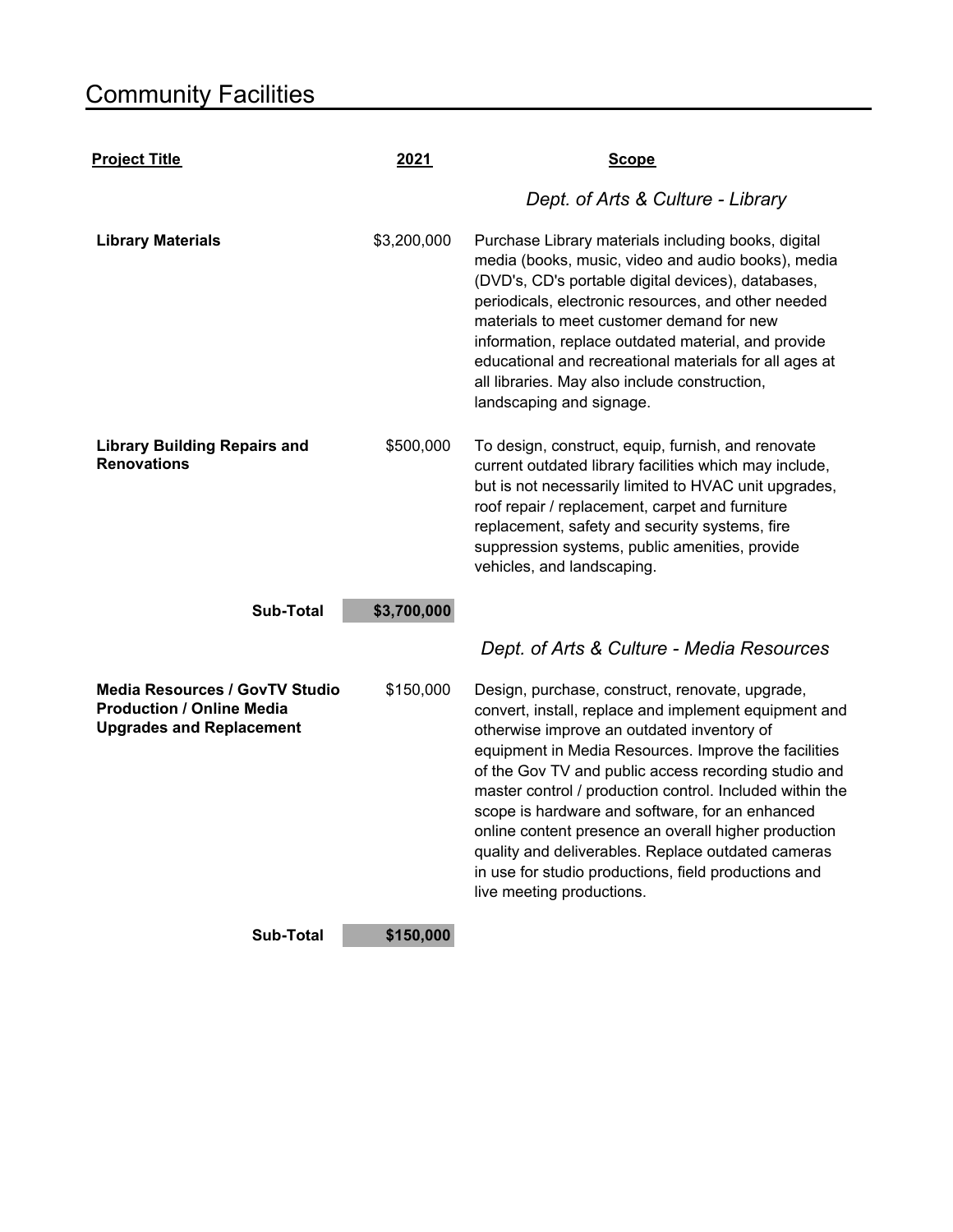# Community Facilities

| Project Title | 2021 | Scope |
|---|---|---|
| | | *Dept. of Arts & Culture - Library* |
| **Library Materials** | $3,200,000 | Purchase Library materials including books, digital media (books, music, video and audio books), media (DVD's, CD's portable digital devices), databases, periodicals, electronic resources, and other needed materials to meet customer demand for new information, replace outdated material, and provide educational and recreational materials for all ages at all libraries. May also include construction, landscaping and signage. |
| **Library Building Repairs and Renovations** | $500,000 | To design, construct, equip, furnish, and renovate current outdated library facilities which may include, but is not necessarily limited to HVAC unit upgrades, roof repair / replacement, carpet and furniture replacement, safety and security systems, fire suppression systems, public amenities, provide vehicles, and landscaping. |
| **Sub-Total** | **$3,700,000** | |
| | | *Dept. of Arts & Culture - Media Resources* |
| **Media Resources / GovTV Studio Production / Online Media Upgrades and Replacement** | $150,000 | Design, purchase, construct, renovate, upgrade, convert, install, replace and implement equipment and otherwise improve an outdated inventory of equipment in Media Resources. Improve the facilities of the Gov TV and public access recording studio and master control / production control. Included within the scope is hardware and software, for an enhanced online content presence an overall higher production quality and deliverables. Replace outdated cameras in use for studio productions, field productions and live meeting productions. |
| **Sub-Total** | **$150,000** | |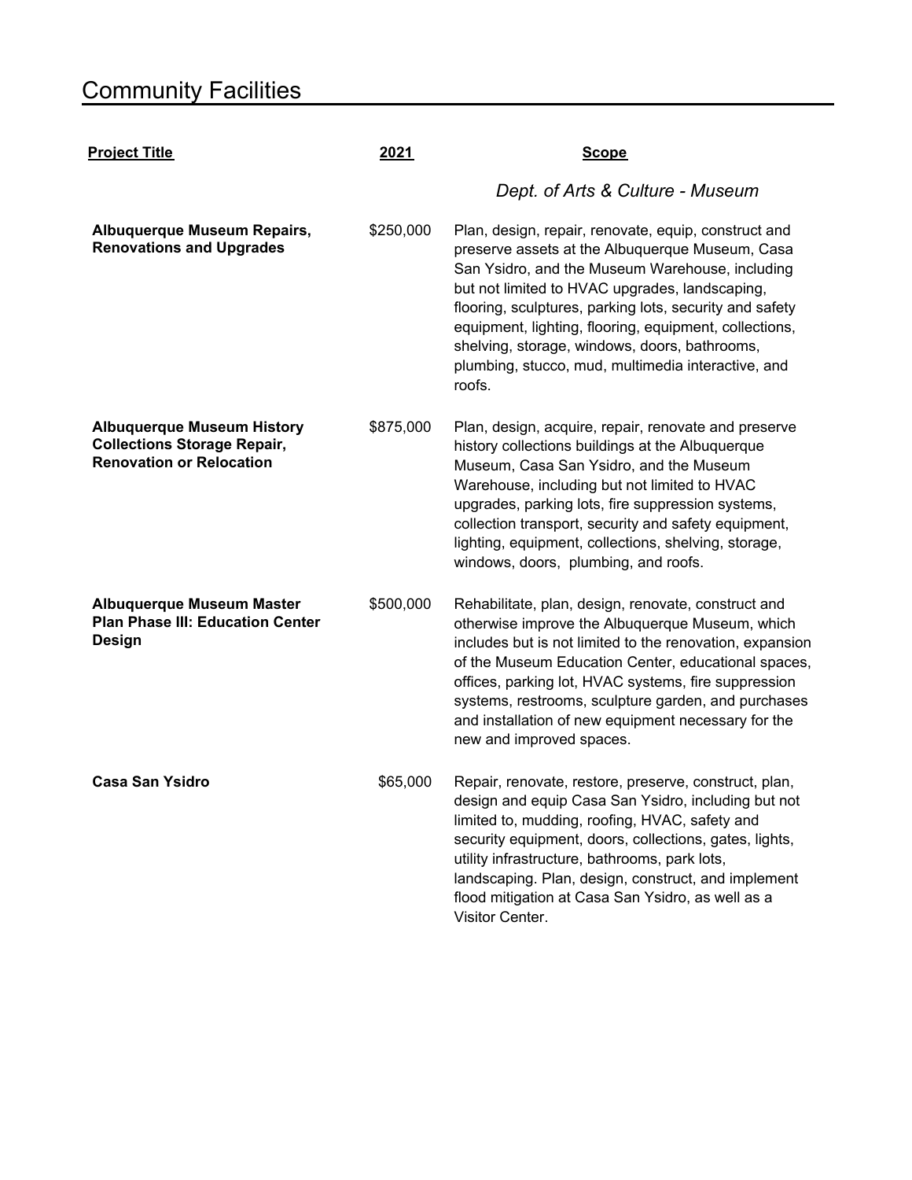# Community Facilities

| Project Title | 2021 | Scope |
|---|---|---|
| | | *Dept. of Arts & Culture - Museum* |
| **Albuquerque Museum Repairs, Renovations and Upgrades** | $250,000 | Plan, design, repair, renovate, equip, construct and preserve assets at the Albuquerque Museum, Casa San Ysidro, and the Museum Warehouse, including but not limited to HVAC upgrades, landscaping, flooring, sculptures, parking lots, security and safety equipment, lighting, flooring, equipment, collections, shelving, storage, windows, doors, bathrooms, plumbing, stucco, mud, multimedia interactive, and roofs. |
| **Albuquerque Museum History Collections Storage Repair, Renovation or Relocation** | $875,000 | Plan, design, acquire, repair, renovate and preserve history collections buildings at the Albuquerque Museum, Casa San Ysidro, and the Museum Warehouse, including but not limited to HVAC upgrades, parking lots, fire suppression systems, collection transport, security and safety equipment, lighting, equipment, collections, shelving, storage, windows, doors, plumbing, and roofs. |
| **Albuquerque Museum Master Plan Phase III: Education Center Design** | $500,000 | Rehabilitate, plan, design, renovate, construct and otherwise improve the Albuquerque Museum, which includes but is not limited to the renovation, expansion of the Museum Education Center, educational spaces, offices, parking lot, HVAC systems, fire suppression systems, restrooms, sculpture garden, and purchases and installation of new equipment necessary for the new and improved spaces. |
| **Casa San Ysidro** | $65,000 | Repair, renovate, restore, preserve, construct, plan, design and equip Casa San Ysidro, including but not limited to, mudding, roofing, HVAC, safety and security equipment, doors, collections, gates, lights, utility infrastructure, bathrooms, park lots, landscaping. Plan, design, construct, and implement flood mitigation at Casa San Ysidro, as well as a Visitor Center. |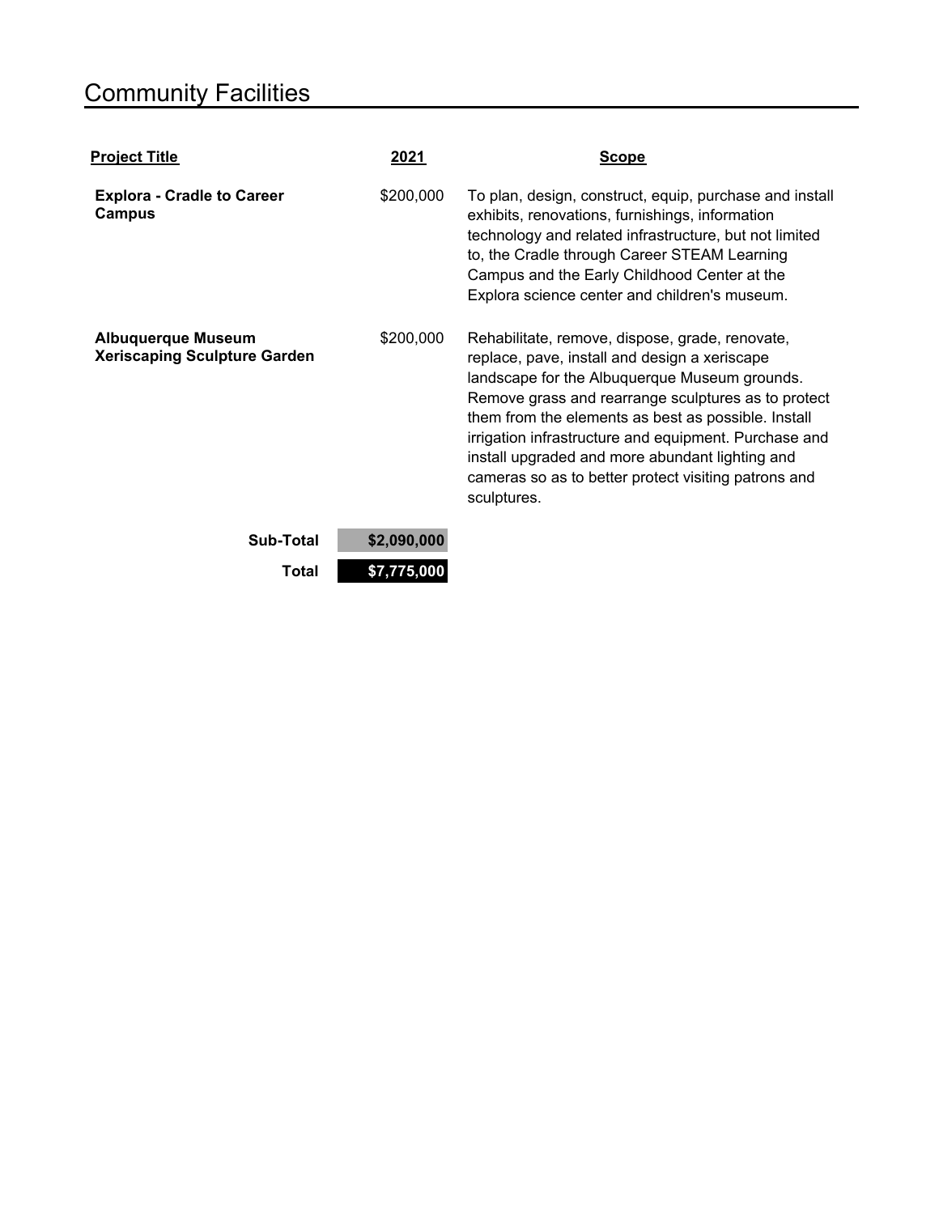## Community Facilities

| Project Title | 2021 | Scope |
|---|---|---|
| **Explora - Cradle to Career Campus** | $200,000 | To plan, design, construct, equip, purchase and install exhibits, renovations, furnishings, information technology and related infrastructure, but not limited to, the Cradle through Career STEAM Learning Campus and the Early Childhood Center at the Explora science center and children's museum. |
| **Albuquerque Museum Xeriscaping Sculpture Garden** | $200,000 | Rehabilitate, remove, dispose, grade, renovate, replace, pave, install and design a xeriscape landscape for the Albuquerque Museum grounds. Remove grass and rearrange sculptures as to protect them from the elements as best as possible. Install irrigation infrastructure and equipment. Purchase and install upgraded and more abundant lighting and cameras so as to better protect visiting patrons and sculptures. |
| **Sub-Total** | **$2,090,000** | |
| **Total** | **$7,775,000** | |